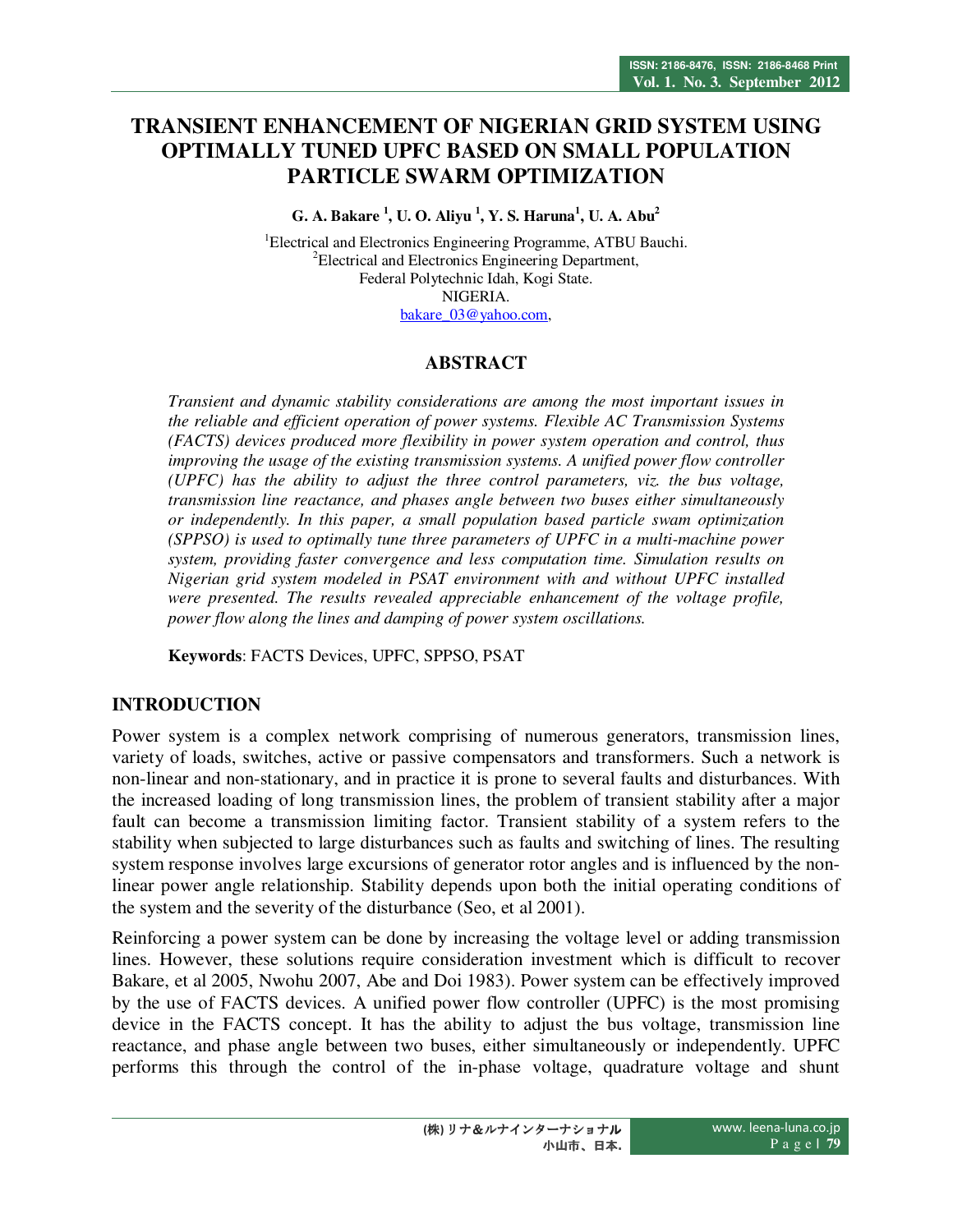# TRANSIENT ENHANCEMENT OF NIGERIAN GRID SYSTEM USING OPTIMALLY TUNED UPFC BASED ON SMALL POPULATION PARTICLE SWARM OPTIMIZATION

**G. A. Bakare [1], U. O. Aliyu [1], Y. S. Haruna[1], U. A. Abu[2]**

[1]Electrical and Electronics Engineering Programme, ATBU Bauchi.
[2]Electrical and Electronics Engineering Department,
Federal Polytechnic Idah, Kogi State.
NIGERIA.
bakare_03@yahoo.com,

## ABSTRACT

*Transient and dynamic stability considerations are among the most important issues in the reliable and efficient operation of power systems. Flexible AC Transmission Systems (FACTS) devices produced more flexibility in power system operation and control, thus improving the usage of the existing transmission systems. A unified power flow controller (UPFC) has the ability to adjust the three control parameters, viz. the bus voltage, transmission line reactance, and phases angle between two buses either simultaneously or independently. In this paper, a small population based particle swam optimization (SPPSO) is used to optimally tune three parameters of UPFC in a multi-machine power system, providing faster convergence and less computation time. Simulation results on Nigerian grid system modeled in PSAT environment with and without UPFC installed were presented. The results revealed appreciable enhancement of the voltage profile, power flow along the lines and damping of power system oscillations.*

**Keywords**: FACTS Devices, UPFC, SPPSO, PSAT

## INTRODUCTION

Power system is a complex network comprising of numerous generators, transmission lines, variety of loads, switches, active or passive compensators and transformers. Such a network is non-linear and non-stationary, and in practice it is prone to several faults and disturbances. With the increased loading of long transmission lines, the problem of transient stability after a major fault can become a transmission limiting factor. Transient stability of a system refers to the stability when subjected to large disturbances such as faults and switching of lines. The resulting system response involves large excursions of generator rotor angles and is influenced by the non-linear power angle relationship. Stability depends upon both the initial operating conditions of the system and the severity of the disturbance (Seo, et al 2001).

Reinforcing a power system can be done by increasing the voltage level or adding transmission lines. However, these solutions require consideration investment which is difficult to recover Bakare, et al 2005, Nwohu 2007, Abe and Doi 1983). Power system can be effectively improved by the use of FACTS devices. A unified power flow controller (UPFC) is the most promising device in the FACTS concept. It has the ability to adjust the bus voltage, transmission line reactance, and phase angle between two buses, either simultaneously or independently. UPFC performs this through the control of the in-phase voltage, quadrature voltage and shunt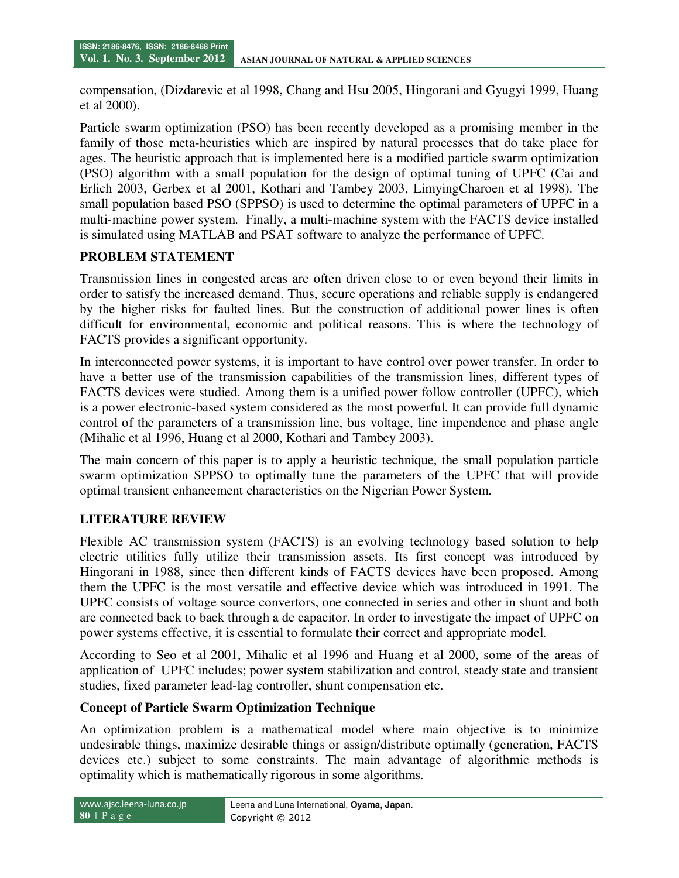compensation, (Dizdarevic et al 1998, Chang and Hsu 2005, Hingorani and Gyugyi 1999, Huang et al 2000).

Particle swarm optimization (PSO) has been recently developed as a promising member in the family of those meta-heuristics which are inspired by natural processes that do take place for ages. The heuristic approach that is implemented here is a modified particle swarm optimization (PSO) algorithm with a small population for the design of optimal tuning of UPFC (Cai and Erlich 2003, Gerbex et al 2001, Kothari and Tambey 2003, LimyingCharoen et al 1998). The small population based PSO (SPPSO) is used to determine the optimal parameters of UPFC in a multi-machine power system. Finally, a multi-machine system with the FACTS device installed is simulated using MATLAB and PSAT software to analyze the performance of UPFC.

## PROBLEM STATEMENT

Transmission lines in congested areas are often driven close to or even beyond their limits in order to satisfy the increased demand. Thus, secure operations and reliable supply is endangered by the higher risks for faulted lines. But the construction of additional power lines is often difficult for environmental, economic and political reasons. This is where the technology of FACTS provides a significant opportunity.

In interconnected power systems, it is important to have control over power transfer. In order to have a better use of the transmission capabilities of the transmission lines, different types of FACTS devices were studied. Among them is a unified power follow controller (UPFC), which is a power electronic-based system considered as the most powerful. It can provide full dynamic control of the parameters of a transmission line, bus voltage, line impendence and phase angle (Mihalic et al 1996, Huang et al 2000, Kothari and Tambey 2003).

The main concern of this paper is to apply a heuristic technique, the small population particle swarm optimization SPPSO to optimally tune the parameters of the UPFC that will provide optimal transient enhancement characteristics on the Nigerian Power System.

## LITERATURE REVIEW

Flexible AC transmission system (FACTS) is an evolving technology based solution to help electric utilities fully utilize their transmission assets. Its first concept was introduced by Hingorani in 1988, since then different kinds of FACTS devices have been proposed. Among them the UPFC is the most versatile and effective device which was introduced in 1991. The UPFC consists of voltage source convertors, one connected in series and other in shunt and both are connected back to back through a dc capacitor. In order to investigate the impact of UPFC on power systems effective, it is essential to formulate their correct and appropriate model.

According to Seo et al 2001, Mihalic et al 1996 and Huang et al 2000, some of the areas of application of UPFC includes; power system stabilization and control, steady state and transient studies, fixed parameter lead-lag controller, shunt compensation etc.

### Concept of Particle Swarm Optimization Technique

An optimization problem is a mathematical model where main objective is to minimize undesirable things, maximize desirable things or assign/distribute optimally (generation, FACTS devices etc.) subject to some constraints. The main advantage of algorithmic methods is optimality which is mathematically rigorous in some algorithms.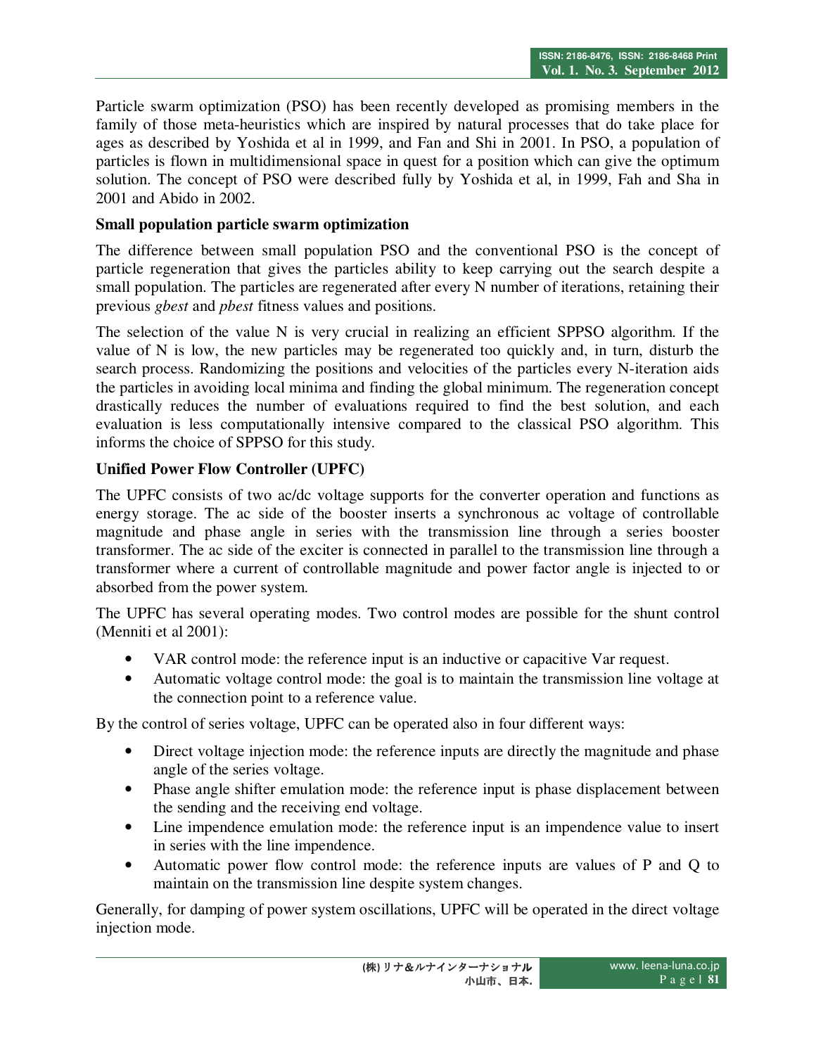Particle swarm optimization (PSO) has been recently developed as promising members in the family of those meta-heuristics which are inspired by natural processes that do take place for ages as described by Yoshida et al in 1999, and Fan and Shi in 2001. In PSO, a population of particles is flown in multidimensional space in quest for a position which can give the optimum solution. The concept of PSO were described fully by Yoshida et al, in 1999, Fah and Sha in 2001 and Abido in 2002.

**Small population particle swarm optimization**

The difference between small population PSO and the conventional PSO is the concept of particle regeneration that gives the particles ability to keep carrying out the search despite a small population. The particles are regenerated after every N number of iterations, retaining their previous *gbest* and *pbest* fitness values and positions.

The selection of the value N is very crucial in realizing an efficient SPPSO algorithm. If the value of N is low, the new particles may be regenerated too quickly and, in turn, disturb the search process. Randomizing the positions and velocities of the particles every N-iteration aids the particles in avoiding local minima and finding the global minimum. The regeneration concept drastically reduces the number of evaluations required to find the best solution, and each evaluation is less computationally intensive compared to the classical PSO algorithm. This informs the choice of SPPSO for this study.

**Unified Power Flow Controller (UPFC)**

The UPFC consists of two ac/dc voltage supports for the converter operation and functions as energy storage. The ac side of the booster inserts a synchronous ac voltage of controllable magnitude and phase angle in series with the transmission line through a series booster transformer. The ac side of the exciter is connected in parallel to the transmission line through a transformer where a current of controllable magnitude and power factor angle is injected to or absorbed from the power system.

The UPFC has several operating modes. Two control modes are possible for the shunt control (Menniti et al 2001):

- VAR control mode: the reference input is an inductive or capacitive Var request.
- Automatic voltage control mode: the goal is to maintain the transmission line voltage at the connection point to a reference value.

By the control of series voltage, UPFC can be operated also in four different ways:

- Direct voltage injection mode: the reference inputs are directly the magnitude and phase angle of the series voltage.
- Phase angle shifter emulation mode: the reference input is phase displacement between the sending and the receiving end voltage.
- Line impendence emulation mode: the reference input is an impendence value to insert in series with the line impendence.
- Automatic power flow control mode: the reference inputs are values of P and Q to maintain on the transmission line despite system changes.

Generally, for damping of power system oscillations, UPFC will be operated in the direct voltage injection mode.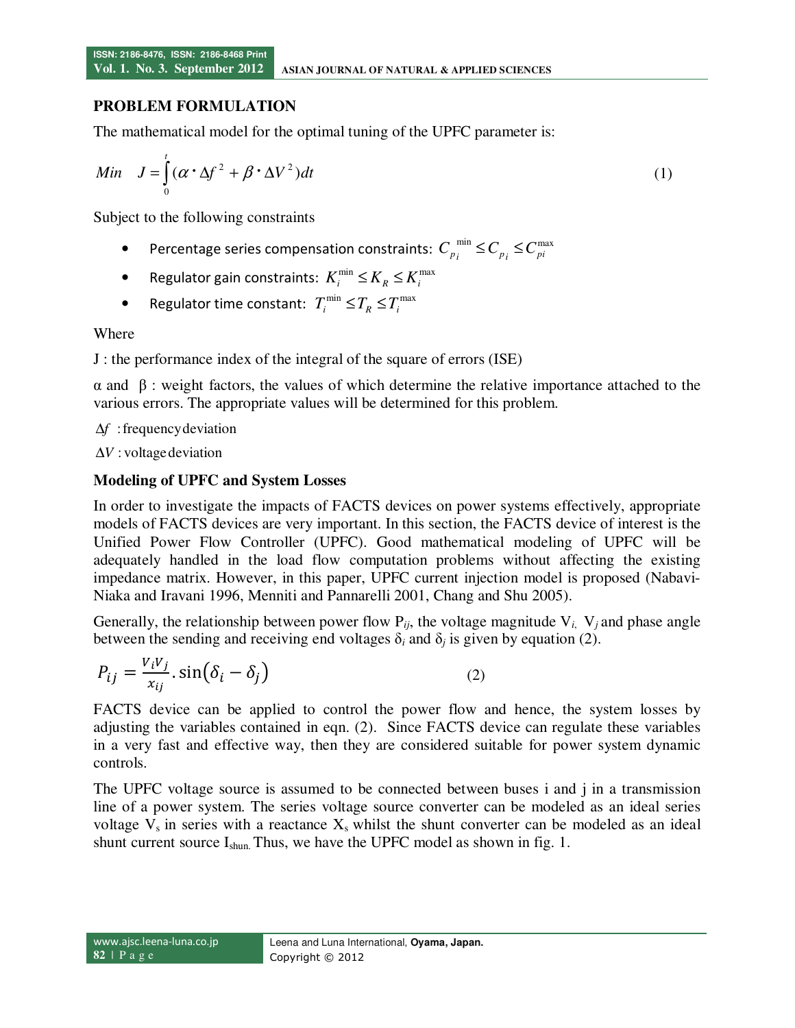### PROBLEM FORMULATION

The mathematical model for the optimal tuning of the UPFC parameter is:

$$Min \quad J = \int_0^t (\alpha \cdot \Delta f^2 + \beta \cdot \Delta V^2) dt \tag{1}$$

Subject to the following constraints

- Percentage series compensation constraints: $C_{p_i}^{\min} \leq C_{p_i} \leq C_{pi}^{\max}$
- Regulator gain constraints: $K_i^{\min} \leq K_R \leq K_i^{\max}$
- Regulator time constant: $T_i^{\min} \leq T_R \leq T_i^{\max}$

Where

J : the performance index of the integral of the square of errors (ISE)

α and β : weight factors, the values of which determine the relative importance attached to the various errors. The appropriate values will be determined for this problem.

$\Delta f$ : frequency deviation

$\Delta V$ : voltage deviation

### Modeling of UPFC and System Losses

In order to investigate the impacts of FACTS devices on power systems effectively, appropriate models of FACTS devices are very important. In this section, the FACTS device of interest is the Unified Power Flow Controller (UPFC). Good mathematical modeling of UPFC will be adequately handled in the load flow computation problems without affecting the existing impedance matrix. However, in this paper, UPFC current injection model is proposed (Nabavi-Niaka and Iravani 1996, Menniti and Pannarelli 2001, Chang and Shu 2005).

Generally, the relationship between power flow $P_{ij}$, the voltage magnitude $V_i$, $V_j$ and phase angle between the sending and receiving end voltages $\delta_i$ and $\delta_j$ is given by equation (2).

$$P_{ij} = \frac{V_i V_j}{x_{ij}} . \sin(\delta_i - \delta_j) \tag{2}$$

FACTS device can be applied to control the power flow and hence, the system losses by adjusting the variables contained in eqn. (2). Since FACTS device can regulate these variables in a very fast and effective way, then they are considered suitable for power system dynamic controls.

The UPFC voltage source is assumed to be connected between buses i and j in a transmission line of a power system. The series voltage source converter can be modeled as an ideal series voltage $V_s$ in series with a reactance $X_s$ whilst the shunt converter can be modeled as an ideal shunt current source $I_{shun}$. Thus, we have the UPFC model as shown in fig. 1.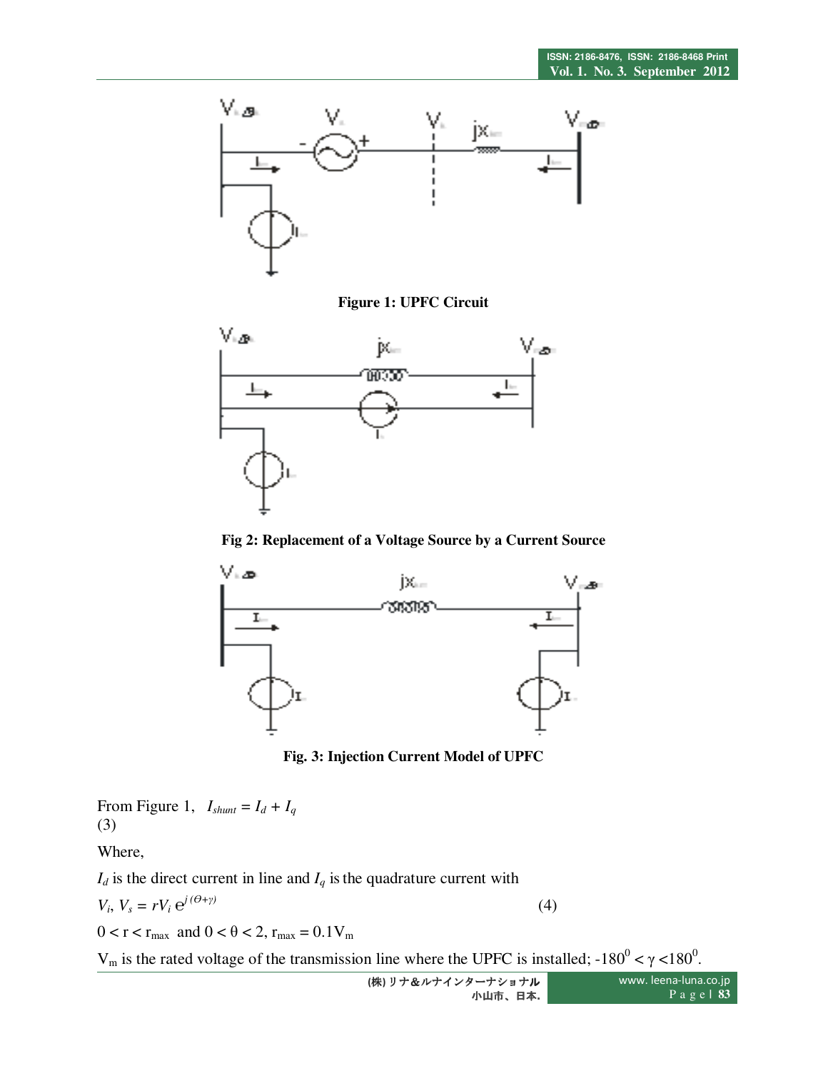**Figure 1: UPFC Circuit**

**Fig 2: Replacement of a Voltage Source by a Current Source**

**Fig. 3: Injection Current Model of UPFC**

From Figure 1, $I_{shunt} = I_d + I_q$
(3)

Where,

$I_d$ is the direct current in line and $I_q$ is the quadrature current with

$V_i$, $V_s = rV_i\, e^{j(\Theta+\gamma)}$ (4)

$0 < r < r_{max}$ and $0 < \theta < 2$, $r_{max} = 0.1V_m$

$V_m$ is the rated voltage of the transmission line where the UPFC is installed; $-180^0 < \gamma < 180^0$.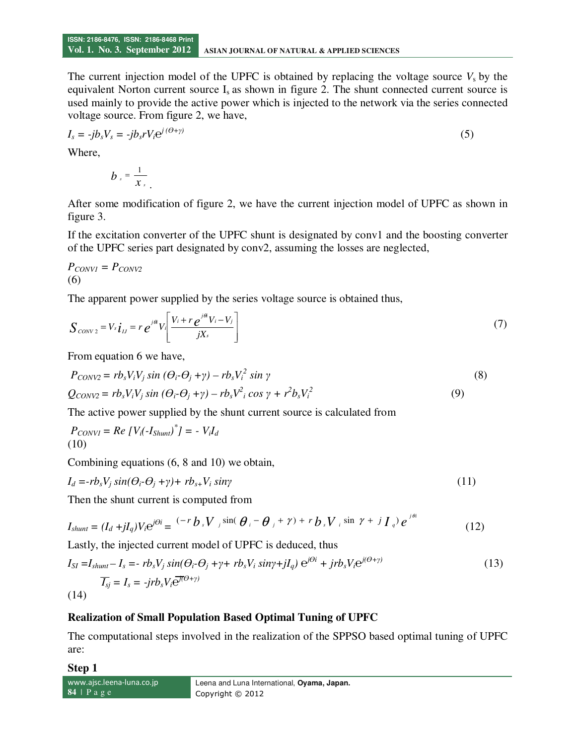The current injection model of the UPFC is obtained by replacing the voltage source $V_s$ by the equivalent Norton current source $I_s$ as shown in figure 2. The shunt connected current source is used mainly to provide the active power which is injected to the network via the series connected voltage source. From figure 2, we have,

$$I_s = -jb_sV_s = -jb_srV_ie^{j(\Theta+\gamma)} \tag{5}$$

Where,

$$b_s = \frac{1}{x_s}.$$

After some modification of figure 2, we have the current injection model of UPFC as shown in figure 3.

If the excitation converter of the UPFC shunt is designated by conv1 and the boosting converter of the UPFC series part designated by conv2, assuming the losses are neglected,

$$P_{CONV1} = P_{CONV2} \tag{6}$$

The apparent power supplied by the series voltage source is obtained thus,

$$S_{CONV2} = V_s i_{IJ} = re^{j\theta i}V_i\left[\frac{V_i + re^{j\theta i}V_i - V_j}{jX_s}\right] \tag{7}$$

From equation 6 we have,

$$P_{CONV2} = rb_sV_iV_j \sin(\Theta_i-\Theta_j+\gamma) - rb_sV_i^2 \sin\gamma \tag{8}$$

$$Q_{CONV2} = rb_sV_iV_j \sin(\Theta_i-\Theta_j+\gamma) - rb_sV_i^2 \cos\gamma + r^2b_sV_i^2 \tag{9}$$

The active power supplied by the shunt current source is calculated from

$$P_{CONV1} = Re[V_i(-I_{Shunt})^*] = -V_iI_d \tag{10}$$

Combining equations (6, 8 and 10) we obtain,

$$I_d = -rb_sV_j \sin(\Theta_i-\Theta_j+\gamma) + rb_{s+}V_i \sin\gamma \tag{11}$$

Then the shunt current is computed from

$$I_{shunt} = (I_d + jI_q)V_ie^{j\Theta i} = (-rb_sV_j\sin(\theta_i-\theta_j+\gamma) + rb_sV_i\sin\gamma + jI_q)e^{j\theta i} \tag{12}$$

Lastly, the injected current model of UPFC is deduced, thus

$$I_{SI} = I_{shunt} - I_s = -rb_sV_j \sin(\Theta_i-\Theta_j+\gamma + rb_sV_i\sin\gamma + jI_q)e^{j\Theta i} + jrb_sV_ie^{j(\Theta+\gamma)} \tag{13}$$

$$\overline{I_{sj}} = I_s = -jrb_sV_i\overline{e^{j(\Theta+\gamma)}} \tag{14}$$

### Realization of Small Population Based Optimal Tuning of UPFC

The computational steps involved in the realization of the SPPSO based optimal tuning of UPFC are:

**Step 1**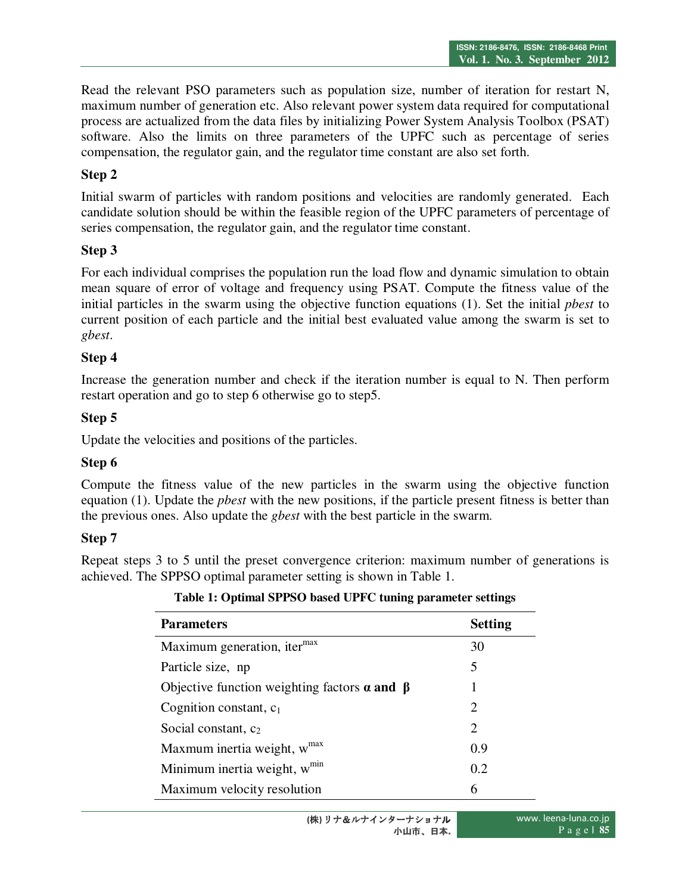Read the relevant PSO parameters such as population size, number of iteration for restart N, maximum number of generation etc. Also relevant power system data required for computational process are actualized from the data files by initializing Power System Analysis Toolbox (PSAT) software. Also the limits on three parameters of the UPFC such as percentage of series compensation, the regulator gain, and the regulator time constant are also set forth.

### Step 2

Initial swarm of particles with random positions and velocities are randomly generated. Each candidate solution should be within the feasible region of the UPFC parameters of percentage of series compensation, the regulator gain, and the regulator time constant.

### Step 3

For each individual comprises the population run the load flow and dynamic simulation to obtain mean square of error of voltage and frequency using PSAT. Compute the fitness value of the initial particles in the swarm using the objective function equations (1). Set the initial *pbest* to current position of each particle and the initial best evaluated value among the swarm is set to *gbest*.

### Step 4

Increase the generation number and check if the iteration number is equal to N. Then perform restart operation and go to step 6 otherwise go to step5.

### Step 5

Update the velocities and positions of the particles.

### Step 6

Compute the fitness value of the new particles in the swarm using the objective function equation (1). Update the *pbest* with the new positions, if the particle present fitness is better than the previous ones. Also update the *gbest* with the best particle in the swarm.

### Step 7

Repeat steps 3 to 5 until the preset convergence criterion: maximum number of generations is achieved. The SPPSO optimal parameter setting is shown in Table 1.

**Table 1: Optimal SPPSO based UPFC tuning parameter settings**

| Parameters | Setting |
|---|---|
| Maximum generation, $iter^{max}$ | 30 |
| Particle size, np | 5 |
| Objective function weighting factors **$\alpha$ and $\beta$** | 1 |
| Cognition constant, $c_1$ | 2 |
| Social constant, $c_2$ | 2 |
| Maxmum inertia weight, $w^{max}$ | 0.9 |
| Minimum inertia weight, $w^{min}$ | 0.2 |
| Maximum velocity resolution | 6 |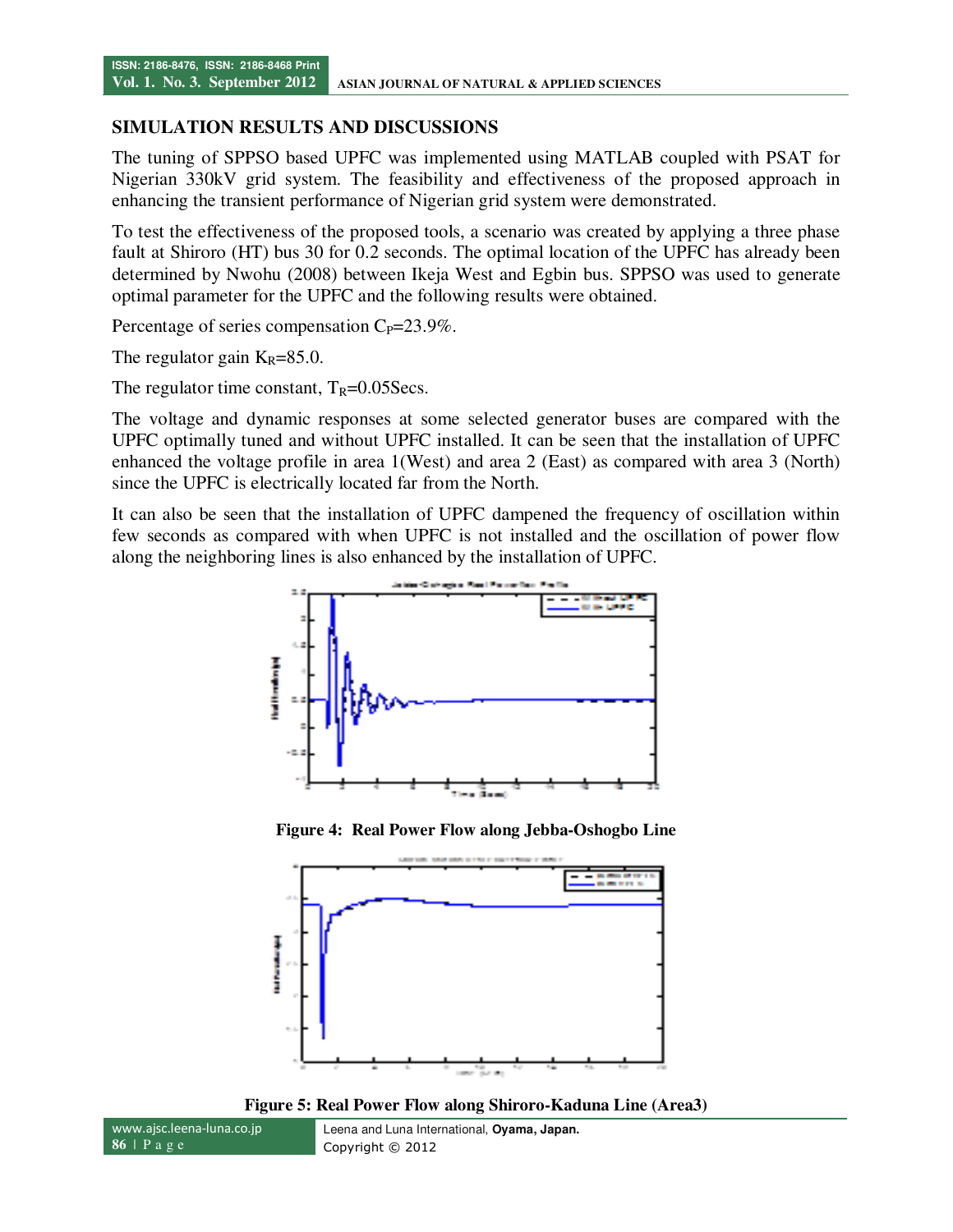## SIMULATION RESULTS AND DISCUSSIONS

The tuning of SPPSO based UPFC was implemented using MATLAB coupled with PSAT for Nigerian 330kV grid system. The feasibility and effectiveness of the proposed approach in enhancing the transient performance of Nigerian grid system were demonstrated.

To test the effectiveness of the proposed tools, a scenario was created by applying a three phase fault at Shiroro (HT) bus 30 for 0.2 seconds. The optimal location of the UPFC has already been determined by Nwohu (2008) between Ikeja West and Egbin bus. SPPSO was used to generate optimal parameter for the UPFC and the following results were obtained.

Percentage of series compensation $C_P$=23.9%.

The regulator gain $K_R$=85.0.

The regulator time constant, $T_R$=0.05Secs.

The voltage and dynamic responses at some selected generator buses are compared with the UPFC optimally tuned and without UPFC installed. It can be seen that the installation of UPFC enhanced the voltage profile in area 1(West) and area 2 (East) as compared with area 3 (North) since the UPFC is electrically located far from the North.

It can also be seen that the installation of UPFC dampened the frequency of oscillation within few seconds as compared with when UPFC is not installed and the oscillation of power flow along the neighboring lines is also enhanced by the installation of UPFC.

**Figure 4: Real Power Flow along Jebba-Oshogbo Line**

**Figure 5: Real Power Flow along Shiroro-Kaduna Line (Area3)**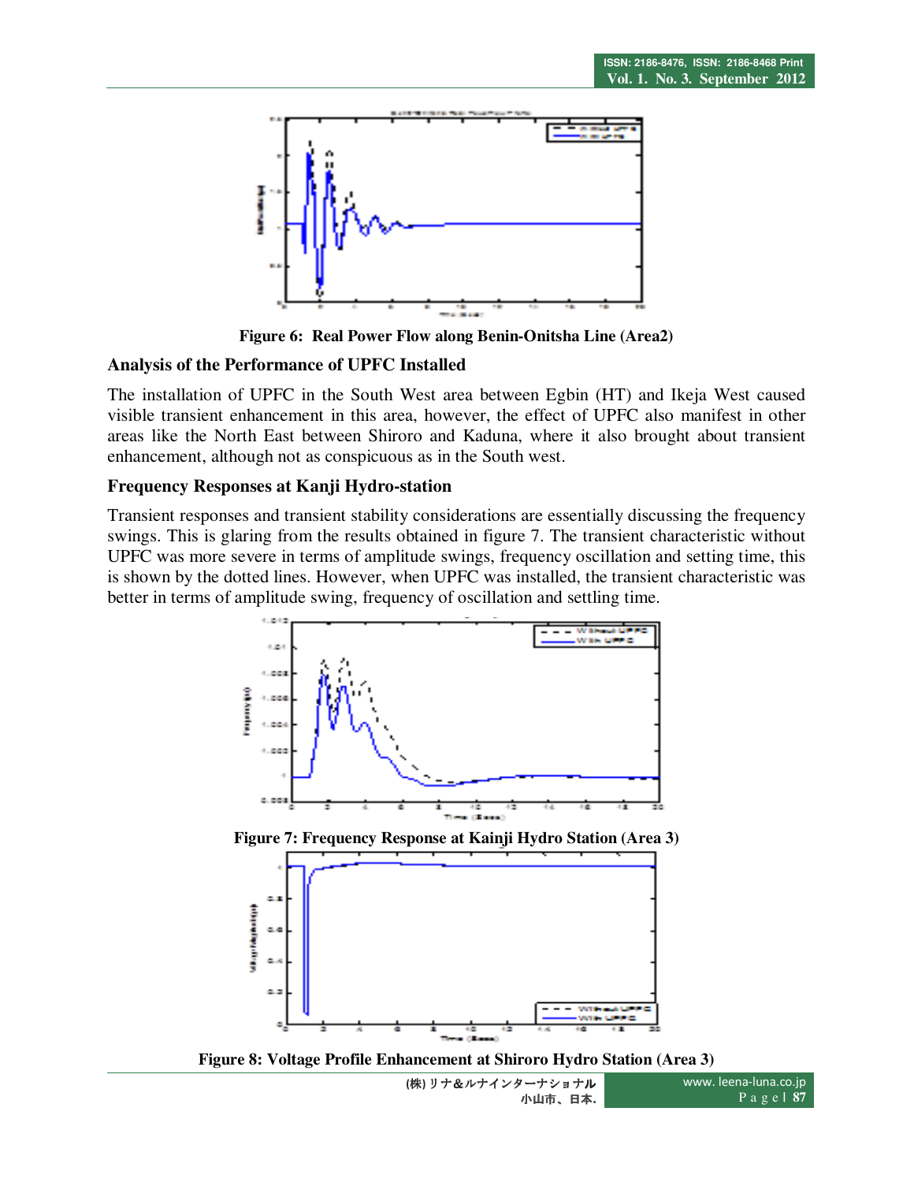Figure 6: Real Power Flow along Benin-Onitsha Line (Area2)

### Analysis of the Performance of UPFC Installed

The installation of UPFC in the South West area between Egbin (HT) and Ikeja West caused visible transient enhancement in this area, however, the effect of UPFC also manifest in other areas like the North East between Shiroro and Kaduna, where it also brought about transient enhancement, although not as conspicuous as in the South west.

### Frequency Responses at Kanji Hydro-station

Transient responses and transient stability considerations are essentially discussing the frequency swings. This is glaring from the results obtained in figure 7. The transient characteristic without UPFC was more severe in terms of amplitude swings, frequency oscillation and setting time, this is shown by the dotted lines. However, when UPFC was installed, the transient characteristic was better in terms of amplitude swing, frequency of oscillation and settling time.

Figure 7: Frequency Response at Kainji Hydro Station (Area 3)

Figure 8: Voltage Profile Enhancement at Shiroro Hydro Station (Area 3)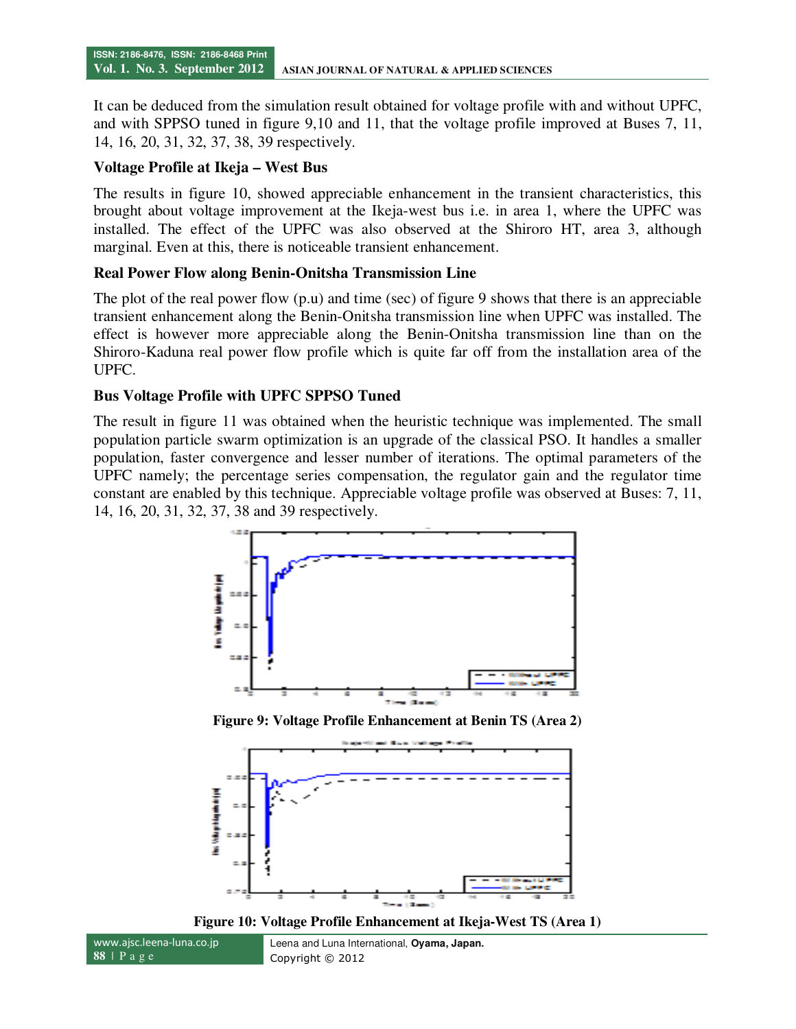It can be deduced from the simulation result obtained for voltage profile with and without UPFC, and with SPPSO tuned in figure 9,10 and 11, that the voltage profile improved at Buses 7, 11, 14, 16, 20, 31, 32, 37, 38, 39 respectively.

**Voltage Profile at Ikeja – West Bus**

The results in figure 10, showed appreciable enhancement in the transient characteristics, this brought about voltage improvement at the Ikeja-west bus i.e. in area 1, where the UPFC was installed. The effect of the UPFC was also observed at the Shiroro HT, area 3, although marginal. Even at this, there is noticeable transient enhancement.

**Real Power Flow along Benin-Onitsha Transmission Line**

The plot of the real power flow (p.u) and time (sec) of figure 9 shows that there is an appreciable transient enhancement along the Benin-Onitsha transmission line when UPFC was installed. The effect is however more appreciable along the Benin-Onitsha transmission line than on the Shiroro-Kaduna real power flow profile which is quite far off from the installation area of the UPFC.

**Bus Voltage Profile with UPFC SPPSO Tuned**

The result in figure 11 was obtained when the heuristic technique was implemented. The small population particle swarm optimization is an upgrade of the classical PSO. It handles a smaller population, faster convergence and lesser number of iterations. The optimal parameters of the UPFC namely; the percentage series compensation, the regulator gain and the regulator time constant are enabled by this technique. Appreciable voltage profile was observed at Buses: 7, 11, 14, 16, 20, 31, 32, 37, 38 and 39 respectively.

**Figure 9: Voltage Profile Enhancement at Benin TS (Area 2)**

**Figure 10: Voltage Profile Enhancement at Ikeja-West TS (Area 1)**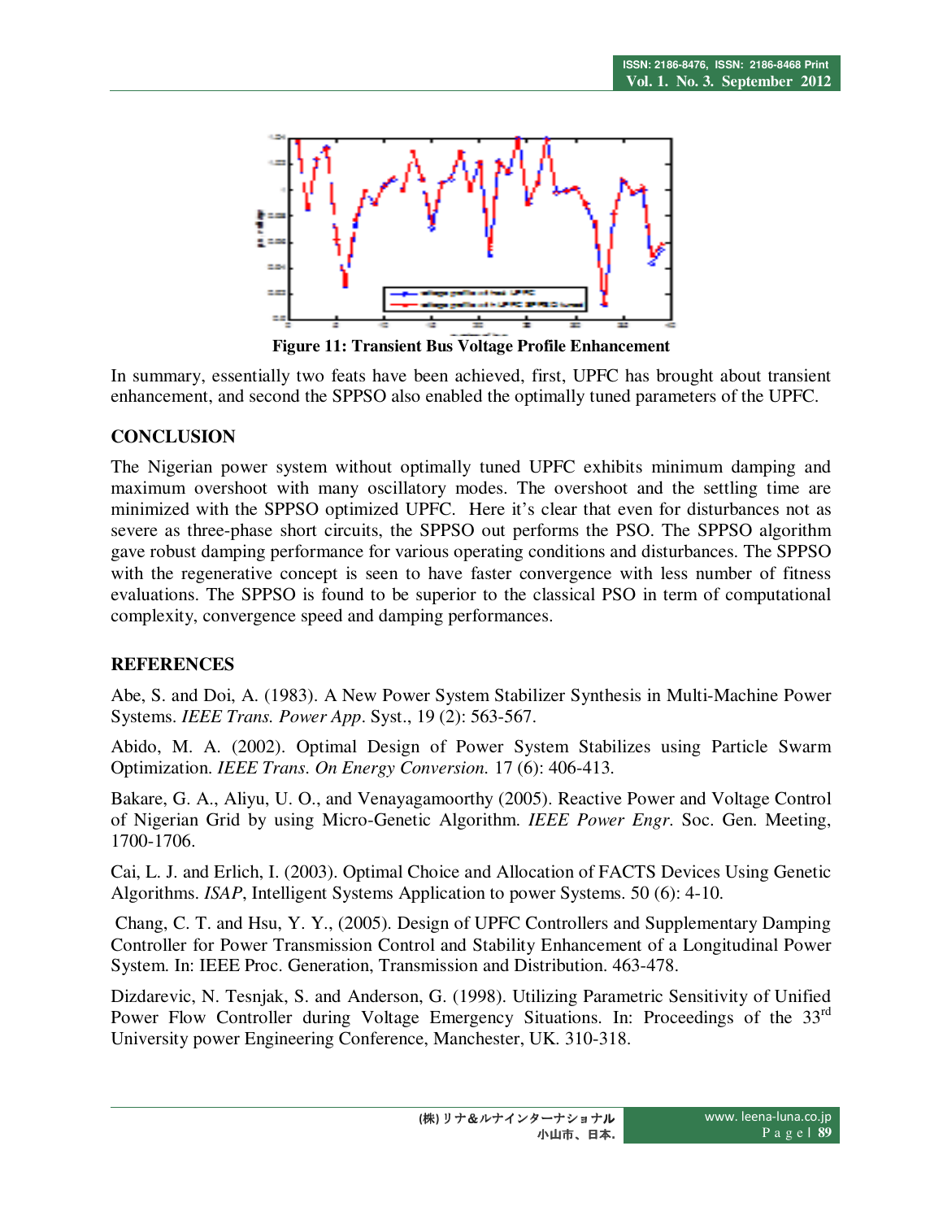**Figure 11: Transient Bus Voltage Profile Enhancement**

In summary, essentially two feats have been achieved, first, UPFC has brought about transient enhancement, and second the SPPSO also enabled the optimally tuned parameters of the UPFC.

## CONCLUSION

The Nigerian power system without optimally tuned UPFC exhibits minimum damping and maximum overshoot with many oscillatory modes. The overshoot and the settling time are minimized with the SPPSO optimized UPFC. Here it's clear that even for disturbances not as severe as three-phase short circuits, the SPPSO out performs the PSO. The SPPSO algorithm gave robust damping performance for various operating conditions and disturbances. The SPPSO with the regenerative concept is seen to have faster convergence with less number of fitness evaluations. The SPPSO is found to be superior to the classical PSO in term of computational complexity, convergence speed and damping performances.

## REFERENCES

Abe, S. and Doi, A. (1983). A New Power System Stabilizer Synthesis in Multi-Machine Power Systems. *IEEE Trans. Power App*. Syst., 19 (2): 563-567.

Abido, M. A. (2002). Optimal Design of Power System Stabilizes using Particle Swarm Optimization. *IEEE Trans. On Energy Conversion.* 17 (6): 406-413.

Bakare, G. A., Aliyu, U. O., and Venayagamoorthy (2005). Reactive Power and Voltage Control of Nigerian Grid by using Micro-Genetic Algorithm. *IEEE Power Engr.* Soc. Gen. Meeting, 1700-1706.

Cai, L. J. and Erlich, I. (2003). Optimal Choice and Allocation of FACTS Devices Using Genetic Algorithms. *ISAP*, Intelligent Systems Application to power Systems. 50 (6): 4-10.

Chang, C. T. and Hsu, Y. Y., (2005). Design of UPFC Controllers and Supplementary Damping Controller for Power Transmission Control and Stability Enhancement of a Longitudinal Power System. In: IEEE Proc. Generation, Transmission and Distribution. 463-478.

Dizdarevic, N. Tesnjak, S. and Anderson, G. (1998). Utilizing Parametric Sensitivity of Unified Power Flow Controller during Voltage Emergency Situations. In: Proceedings of the 33rd University power Engineering Conference, Manchester, UK. 310-318.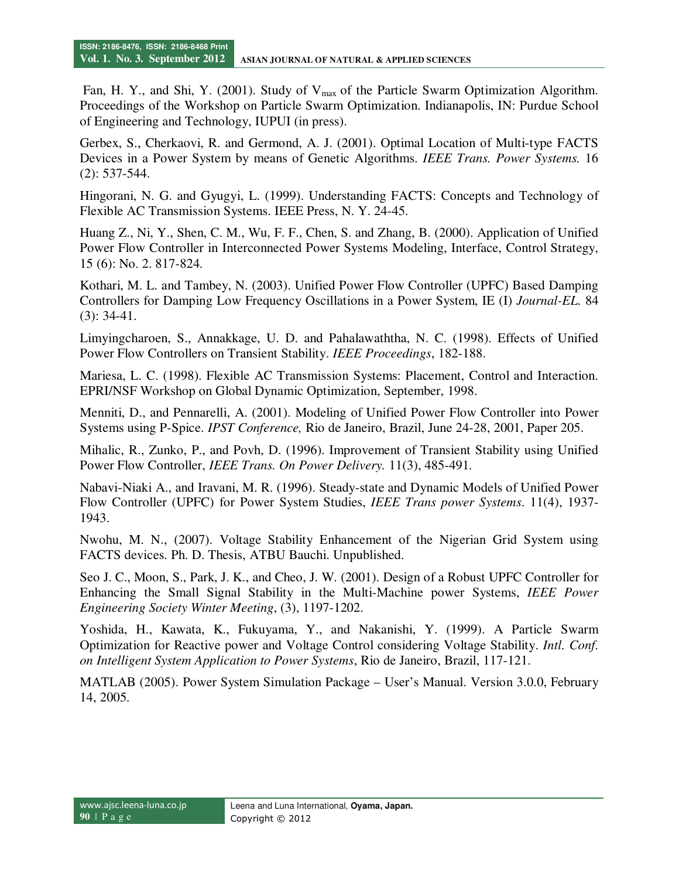Fan, H. Y., and Shi, Y. (2001). Study of $V_{max}$ of the Particle Swarm Optimization Algorithm. Proceedings of the Workshop on Particle Swarm Optimization. Indianapolis, IN: Purdue School of Engineering and Technology, IUPUI (in press).

Gerbex, S., Cherkaovi, R. and Germond, A. J. (2001). Optimal Location of Multi-type FACTS Devices in a Power System by means of Genetic Algorithms. *IEEE Trans. Power Systems.* 16 (2): 537-544.

Hingorani, N. G. and Gyugyi, L. (1999). Understanding FACTS: Concepts and Technology of Flexible AC Transmission Systems. IEEE Press, N. Y. 24-45.

Huang Z., Ni, Y., Shen, C. M., Wu, F. F., Chen, S. and Zhang, B. (2000). Application of Unified Power Flow Controller in Interconnected Power Systems Modeling, Interface, Control Strategy, 15 (6): No. 2. 817-824.

Kothari, M. L. and Tambey, N. (2003). Unified Power Flow Controller (UPFC) Based Damping Controllers for Damping Low Frequency Oscillations in a Power System, IE (I) *Journal-EL.* 84 (3): 34-41.

Limyingcharoen, S., Annakkage, U. D. and Pahalawaththa, N. C. (1998). Effects of Unified Power Flow Controllers on Transient Stability. *IEEE Proceedings*, 182-188.

Mariesa, L. C. (1998). Flexible AC Transmission Systems: Placement, Control and Interaction. EPRI/NSF Workshop on Global Dynamic Optimization, September, 1998.

Menniti, D., and Pennarelli, A. (2001). Modeling of Unified Power Flow Controller into Power Systems using P-Spice. *IPST Conference,* Rio de Janeiro, Brazil, June 24-28, 2001, Paper 205.

Mihalic, R., Zunko, P., and Povh, D. (1996). Improvement of Transient Stability using Unified Power Flow Controller, *IEEE Trans. On Power Delivery.* 11(3), 485-491.

Nabavi-Niaki A., and Iravani, M. R. (1996). Steady-state and Dynamic Models of Unified Power Flow Controller (UPFC) for Power System Studies, *IEEE Trans power Systems*. 11(4), 1937-1943.

Nwohu, M. N., (2007). Voltage Stability Enhancement of the Nigerian Grid System using FACTS devices. Ph. D. Thesis, ATBU Bauchi. Unpublished.

Seo J. C., Moon, S., Park, J. K., and Cheo, J. W. (2001). Design of a Robust UPFC Controller for Enhancing the Small Signal Stability in the Multi-Machine power Systems, *IEEE Power Engineering Society Winter Meeting*, (3), 1197-1202.

Yoshida, H., Kawata, K., Fukuyama, Y., and Nakanishi, Y. (1999). A Particle Swarm Optimization for Reactive power and Voltage Control considering Voltage Stability. *Intl. Conf. on Intelligent System Application to Power Systems*, Rio de Janeiro, Brazil, 117-121.

MATLAB (2005). Power System Simulation Package – User's Manual. Version 3.0.0, February 14, 2005.